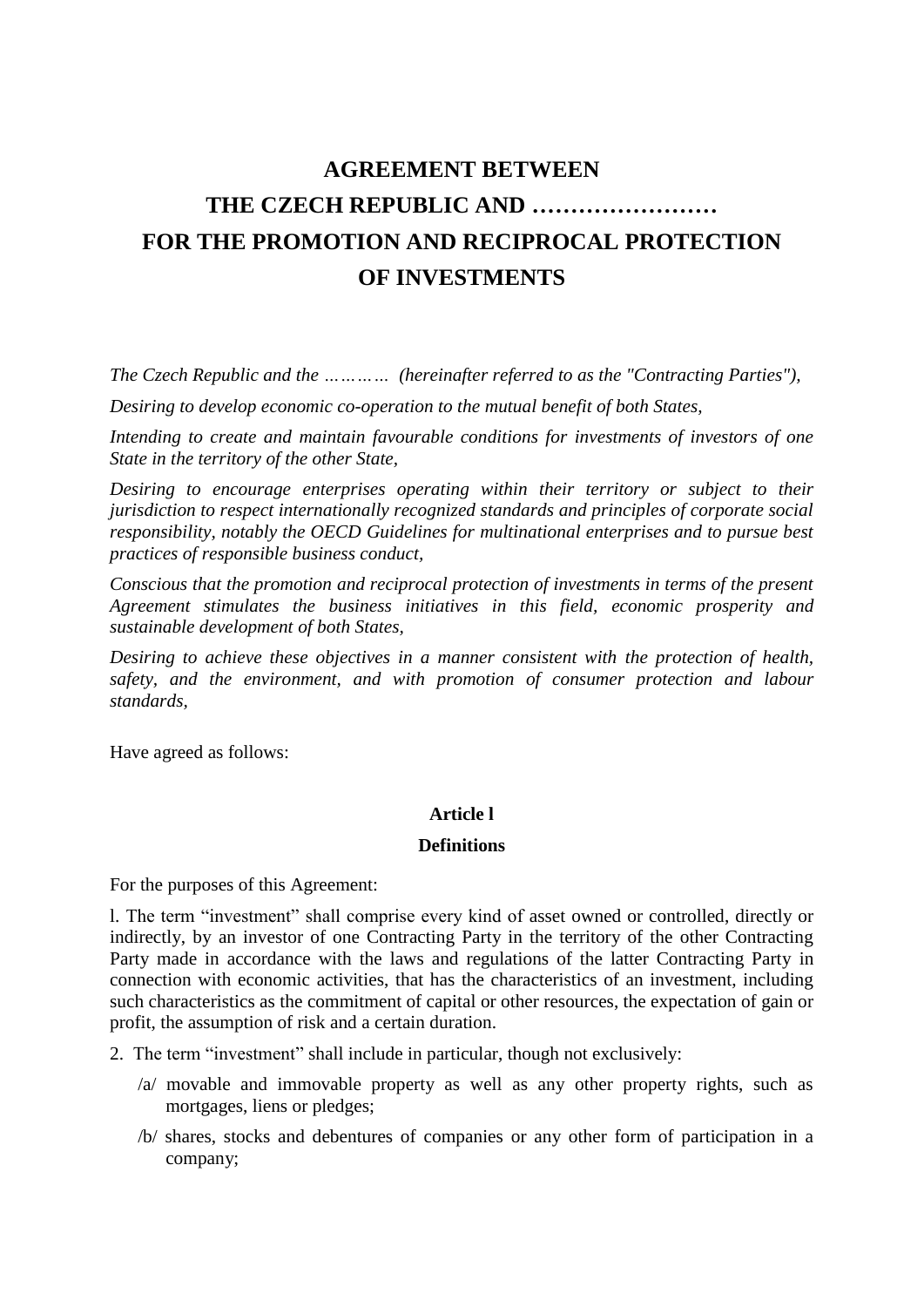# AGREEMENT BETWEEN THE CZECH REPUBLIC AND …………………… FOR THE PROMOTION AND RECIPROCAL PROTECTION OF INVESTMENTS

*The Czech Republic and the ………… (hereinafter referred to as the "Contracting Parties"),*

*Desiring to develop economic co-operation to the mutual benefit of both States,*

*Intending to create and maintain favourable conditions for investments of investors of one State in the territory of the other State,*

*Desiring to encourage enterprises operating within their territory or subject to their jurisdiction to respect internationally recognized standards and principles of corporate social responsibility, notably the OECD Guidelines for multinational enterprises and to pursue best practices of responsible business conduct,*

*Conscious that the promotion and reciprocal protection of investments in terms of the present Agreement stimulates the business initiatives in this field, economic prosperity and sustainable development of both States,*

*Desiring to achieve these objectives in a manner consistent with the protection of health, safety, and the environment, and with promotion of consumer protection and labour standards,*

Have agreed as follows:

## Article l

### Definitions

For the purposes of this Agreement:

l. The term “investment” shall comprise every kind of asset owned or controlled, directly or indirectly, by an investor of one Contracting Party in the territory of the other Contracting Party made in accordance with the laws and regulations of the latter Contracting Party in connection with economic activities, that has the characteristics of an investment, including such characteristics as the commitment of capital or other resources, the expectation of gain or profit, the assumption of risk and a certain duration.

2. The term “investment” shall include in particular, though not exclusively:

   /a/ movable and immovable property as well as any other property rights, such as mortgages, liens or pledges;

   /b/ shares, stocks and debentures of companies or any other form of participation in a company;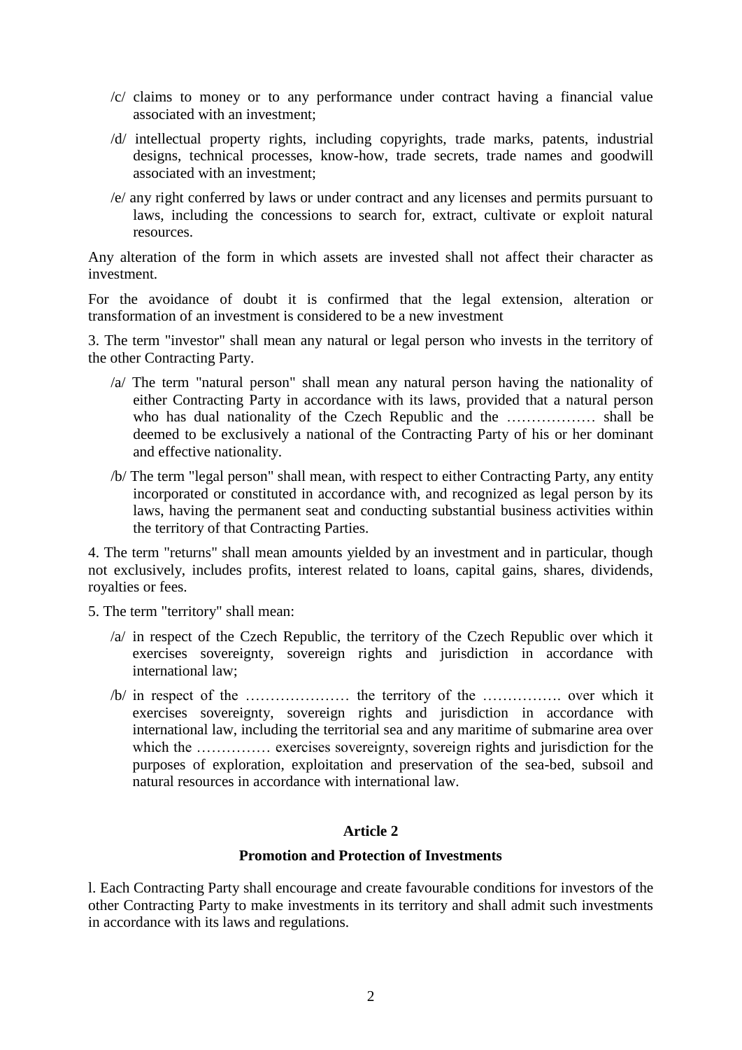/c/ claims to money or to any performance under contract having a financial value associated with an investment;

/d/ intellectual property rights, including copyrights, trade marks, patents, industrial designs, technical processes, know-how, trade secrets, trade names and goodwill associated with an investment;

/e/ any right conferred by laws or under contract and any licenses and permits pursuant to laws, including the concessions to search for, extract, cultivate or exploit natural resources.

Any alteration of the form in which assets are invested shall not affect their character as investment.

For the avoidance of doubt it is confirmed that the legal extension, alteration or transformation of an investment is considered to be a new investment

3. The term "investor" shall mean any natural or legal person who invests in the territory of the other Contracting Party.

/a/ The term "natural person" shall mean any natural person having the nationality of either Contracting Party in accordance with its laws, provided that a natural person who has dual nationality of the Czech Republic and the ……………… shall be deemed to be exclusively a national of the Contracting Party of his or her dominant and effective nationality.

/b/ The term "legal person" shall mean, with respect to either Contracting Party, any entity incorporated or constituted in accordance with, and recognized as legal person by its laws, having the permanent seat and conducting substantial business activities within the territory of that Contracting Parties.

4. The term "returns" shall mean amounts yielded by an investment and in particular, though not exclusively, includes profits, interest related to loans, capital gains, shares, dividends, royalties or fees.

5. The term "territory" shall mean:

/a/ in respect of the Czech Republic, the territory of the Czech Republic over which it exercises sovereignty, sovereign rights and jurisdiction in accordance with international law;

/b/ in respect of the ………………… the territory of the ……………. over which it exercises sovereignty, sovereign rights and jurisdiction in accordance with international law, including the territorial sea and any maritime of submarine area over which the …………… exercises sovereignty, sovereign rights and jurisdiction for the purposes of exploration, exploitation and preservation of the sea-bed, subsoil and natural resources in accordance with international law.

## Article 2

### Promotion and Protection of Investments

l. Each Contracting Party shall encourage and create favourable conditions for investors of the other Contracting Party to make investments in its territory and shall admit such investments in accordance with its laws and regulations.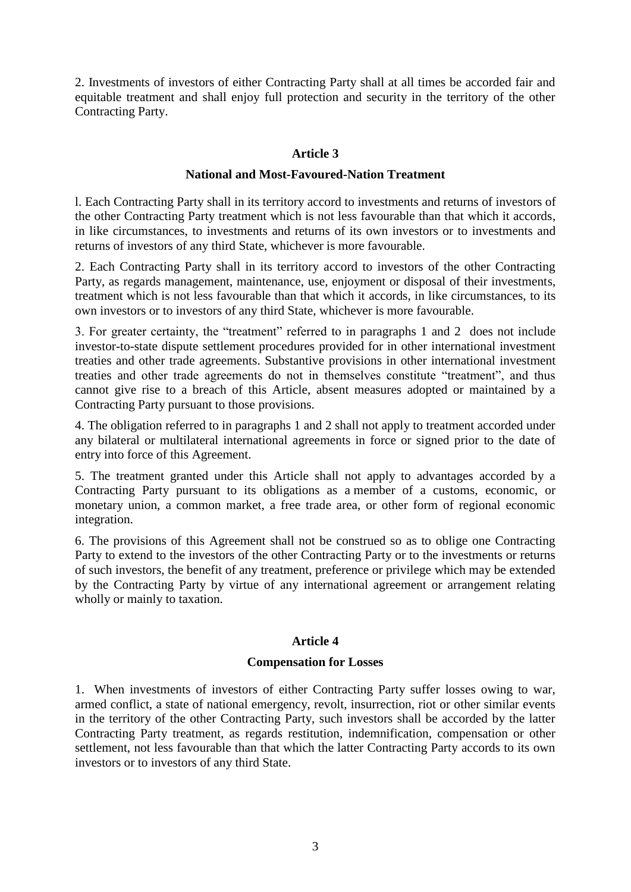2. Investments of investors of either Contracting Party shall at all times be accorded fair and equitable treatment and shall enjoy full protection and security in the territory of the other Contracting Party.

## Article 3

### National and Most-Favoured-Nation Treatment

l. Each Contracting Party shall in its territory accord to investments and returns of investors of the other Contracting Party treatment which is not less favourable than that which it accords, in like circumstances, to investments and returns of its own investors or to investments and returns of investors of any third State, whichever is more favourable.

2. Each Contracting Party shall in its territory accord to investors of the other Contracting Party, as regards management, maintenance, use, enjoyment or disposal of their investments, treatment which is not less favourable than that which it accords, in like circumstances, to its own investors or to investors of any third State, whichever is more favourable.

3. For greater certainty, the "treatment" referred to in paragraphs 1 and 2 does not include investor-to-state dispute settlement procedures provided for in other international investment treaties and other trade agreements. Substantive provisions in other international investment treaties and other trade agreements do not in themselves constitute "treatment", and thus cannot give rise to a breach of this Article, absent measures adopted or maintained by a Contracting Party pursuant to those provisions.

4. The obligation referred to in paragraphs 1 and 2 shall not apply to treatment accorded under any bilateral or multilateral international agreements in force or signed prior to the date of entry into force of this Agreement.

5. The treatment granted under this Article shall not apply to advantages accorded by a Contracting Party pursuant to its obligations as a member of a customs, economic, or monetary union, a common market, a free trade area, or other form of regional economic integration.

6. The provisions of this Agreement shall not be construed so as to oblige one Contracting Party to extend to the investors of the other Contracting Party or to the investments or returns of such investors, the benefit of any treatment, preference or privilege which may be extended by the Contracting Party by virtue of any international agreement or arrangement relating wholly or mainly to taxation.

## Article 4

### Compensation for Losses

1. When investments of investors of either Contracting Party suffer losses owing to war, armed conflict, a state of national emergency, revolt, insurrection, riot or other similar events in the territory of the other Contracting Party, such investors shall be accorded by the latter Contracting Party treatment, as regards restitution, indemnification, compensation or other settlement, not less favourable than that which the latter Contracting Party accords to its own investors or to investors of any third State.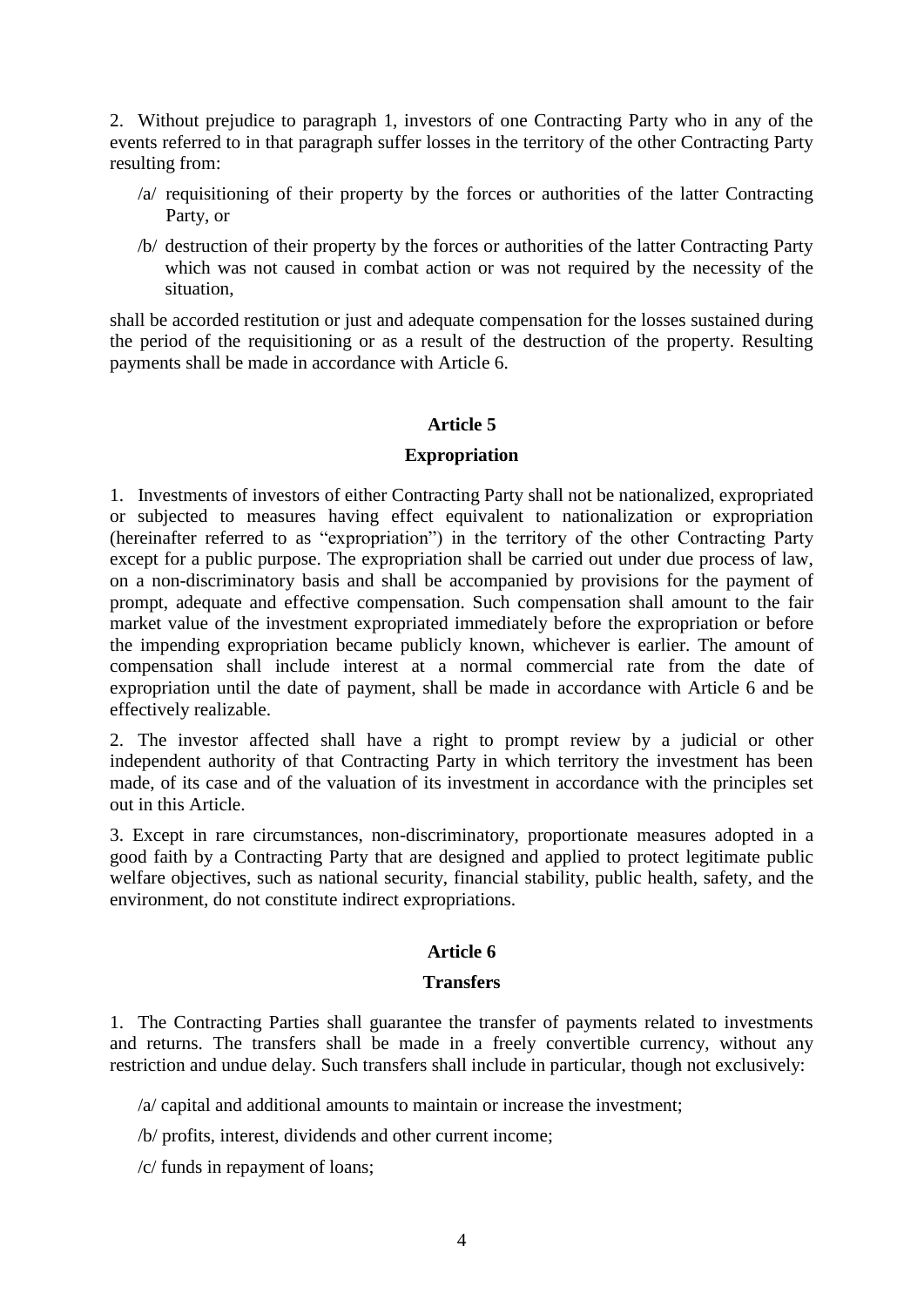2. Without prejudice to paragraph 1, investors of one Contracting Party who in any of the events referred to in that paragraph suffer losses in the territory of the other Contracting Party resulting from:

/a/ requisitioning of their property by the forces or authorities of the latter Contracting Party, or

/b/ destruction of their property by the forces or authorities of the latter Contracting Party which was not caused in combat action or was not required by the necessity of the situation,

shall be accorded restitution or just and adequate compensation for the losses sustained during the period of the requisitioning or as a result of the destruction of the property. Resulting payments shall be made in accordance with Article 6.

## Article 5

## Expropriation

1. Investments of investors of either Contracting Party shall not be nationalized, expropriated or subjected to measures having effect equivalent to nationalization or expropriation (hereinafter referred to as "expropriation") in the territory of the other Contracting Party except for a public purpose. The expropriation shall be carried out under due process of law, on a non-discriminatory basis and shall be accompanied by provisions for the payment of prompt, adequate and effective compensation. Such compensation shall amount to the fair market value of the investment expropriated immediately before the expropriation or before the impending expropriation became publicly known, whichever is earlier. The amount of compensation shall include interest at a normal commercial rate from the date of expropriation until the date of payment, shall be made in accordance with Article 6 and be effectively realizable.

2. The investor affected shall have a right to prompt review by a judicial or other independent authority of that Contracting Party in which territory the investment has been made, of its case and of the valuation of its investment in accordance with the principles set out in this Article.

3. Except in rare circumstances, non-discriminatory, proportionate measures adopted in a good faith by a Contracting Party that are designed and applied to protect legitimate public welfare objectives, such as national security, financial stability, public health, safety, and the environment, do not constitute indirect expropriations.

## Article 6

## Transfers

1. The Contracting Parties shall guarantee the transfer of payments related to investments and returns. The transfers shall be made in a freely convertible currency, without any restriction and undue delay. Such transfers shall include in particular, though not exclusively:

/a/ capital and additional amounts to maintain or increase the investment;

/b/ profits, interest, dividends and other current income;

/c/ funds in repayment of loans;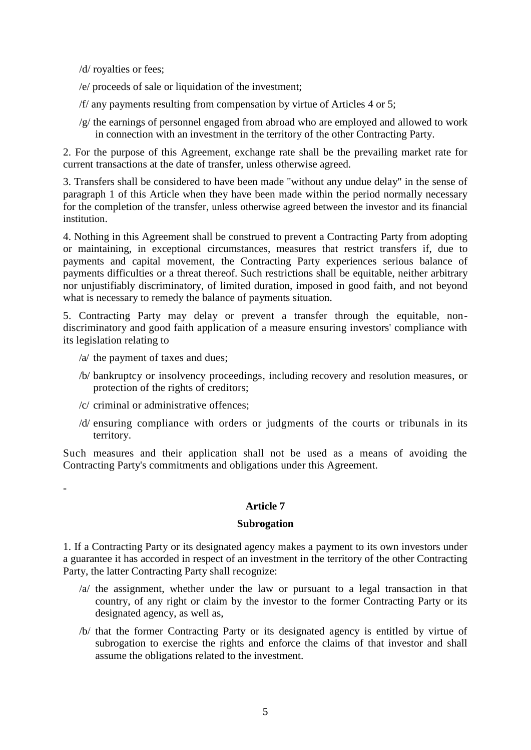/d/ royalties or fees;

/e/ proceeds of sale or liquidation of the investment;

/f/ any payments resulting from compensation by virtue of Articles 4 or 5;

/g/ the earnings of personnel engaged from abroad who are employed and allowed to work in connection with an investment in the territory of the other Contracting Party.

2. For the purpose of this Agreement, exchange rate shall be the prevailing market rate for current transactions at the date of transfer, unless otherwise agreed.

3. Transfers shall be considered to have been made "without any undue delay" in the sense of paragraph 1 of this Article when they have been made within the period normally necessary for the completion of the transfer, unless otherwise agreed between the investor and its financial institution.

4. Nothing in this Agreement shall be construed to prevent a Contracting Party from adopting or maintaining, in exceptional circumstances, measures that restrict transfers if, due to payments and capital movement, the Contracting Party experiences serious balance of payments difficulties or a threat thereof. Such restrictions shall be equitable, neither arbitrary nor unjustifiably discriminatory, of limited duration, imposed in good faith, and not beyond what is necessary to remedy the balance of payments situation.

5. Contracting Party may delay or prevent a transfer through the equitable, non-discriminatory and good faith application of a measure ensuring investors' compliance with its legislation relating to

/a/ the payment of taxes and dues;

/b/ bankruptcy or insolvency proceedings, including recovery and resolution measures, or protection of the rights of creditors;

/c/ criminal or administrative offences;

/d/ ensuring compliance with orders or judgments of the courts or tribunals in its territory.

Such measures and their application shall not be used as a means of avoiding the Contracting Party's commitments and obligations under this Agreement.

-

## Article 7

## Subrogation

1. If a Contracting Party or its designated agency makes a payment to its own investors under a guarantee it has accorded in respect of an investment in the territory of the other Contracting Party, the latter Contracting Party shall recognize:

/a/ the assignment, whether under the law or pursuant to a legal transaction in that country, of any right or claim by the investor to the former Contracting Party or its designated agency, as well as,

/b/ that the former Contracting Party or its designated agency is entitled by virtue of subrogation to exercise the rights and enforce the claims of that investor and shall assume the obligations related to the investment.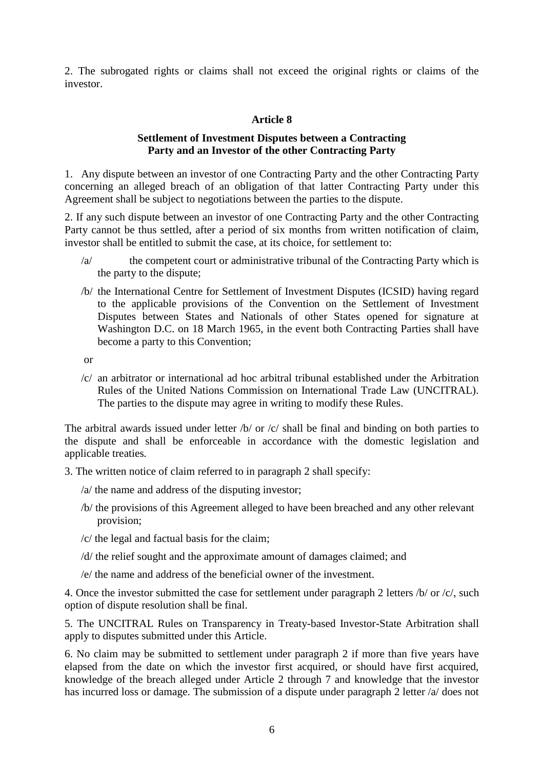2. The subrogated rights or claims shall not exceed the original rights or claims of the investor.

## Article 8

### Settlement of Investment Disputes between a Contracting Party and an Investor of the other Contracting Party

1. Any dispute between an investor of one Contracting Party and the other Contracting Party concerning an alleged breach of an obligation of that latter Contracting Party under this Agreement shall be subject to negotiations between the parties to the dispute.

2. If any such dispute between an investor of one Contracting Party and the other Contracting Party cannot be thus settled, after a period of six months from written notification of claim, investor shall be entitled to submit the case, at its choice, for settlement to:

/a/ the competent court or administrative tribunal of the Contracting Party which is the party to the dispute;

/b/ the International Centre for Settlement of Investment Disputes (ICSID) having regard to the applicable provisions of the Convention on the Settlement of Investment Disputes between States and Nationals of other States opened for signature at Washington D.C. on 18 March 1965, in the event both Contracting Parties shall have become a party to this Convention;

or

/c/ an arbitrator or international ad hoc arbitral tribunal established under the Arbitration Rules of the United Nations Commission on International Trade Law (UNCITRAL). The parties to the dispute may agree in writing to modify these Rules.

The arbitral awards issued under letter /b/ or /c/ shall be final and binding on both parties to the dispute and shall be enforceable in accordance with the domestic legislation and applicable treaties.

3. The written notice of claim referred to in paragraph 2 shall specify:

/a/ the name and address of the disputing investor;

/b/ the provisions of this Agreement alleged to have been breached and any other relevant provision;

/c/ the legal and factual basis for the claim;

/d/ the relief sought and the approximate amount of damages claimed; and

/e/ the name and address of the beneficial owner of the investment.

4. Once the investor submitted the case for settlement under paragraph 2 letters /b/ or /c/, such option of dispute resolution shall be final.

5. The UNCITRAL Rules on Transparency in Treaty-based Investor-State Arbitration shall apply to disputes submitted under this Article.

6. No claim may be submitted to settlement under paragraph 2 if more than five years have elapsed from the date on which the investor first acquired, or should have first acquired, knowledge of the breach alleged under Article 2 through 7 and knowledge that the investor has incurred loss or damage. The submission of a dispute under paragraph 2 letter /a/ does not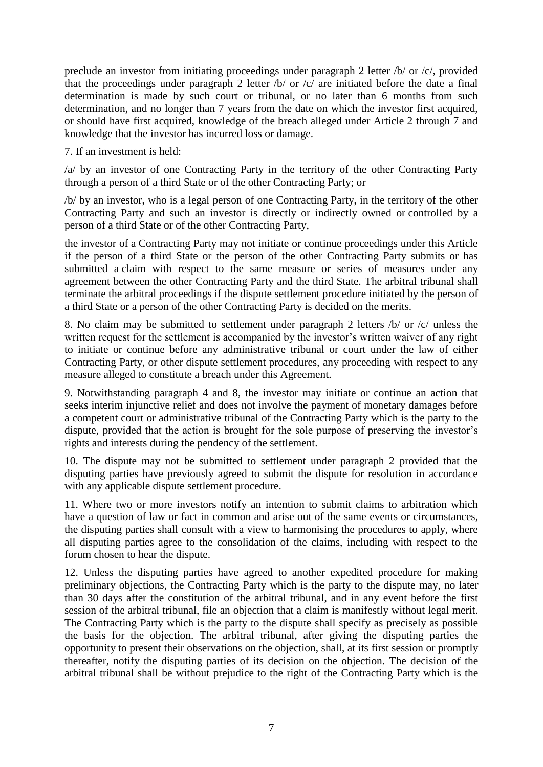preclude an investor from initiating proceedings under paragraph 2 letter /b/ or /c/, provided that the proceedings under paragraph 2 letter /b/ or /c/ are initiated before the date a final determination is made by such court or tribunal, or no later than 6 months from such determination, and no longer than 7 years from the date on which the investor first acquired, or should have first acquired, knowledge of the breach alleged under Article 2 through 7 and knowledge that the investor has incurred loss or damage.

7. If an investment is held:

/a/ by an investor of one Contracting Party in the territory of the other Contracting Party through a person of a third State or of the other Contracting Party; or

/b/ by an investor, who is a legal person of one Contracting Party, in the territory of the other Contracting Party and such an investor is directly or indirectly owned or controlled by a person of a third State or of the other Contracting Party,

the investor of a Contracting Party may not initiate or continue proceedings under this Article if the person of a third State or the person of the other Contracting Party submits or has submitted a claim with respect to the same measure or series of measures under any agreement between the other Contracting Party and the third State. The arbitral tribunal shall terminate the arbitral proceedings if the dispute settlement procedure initiated by the person of a third State or a person of the other Contracting Party is decided on the merits.

8. No claim may be submitted to settlement under paragraph 2 letters /b/ or /c/ unless the written request for the settlement is accompanied by the investor's written waiver of any right to initiate or continue before any administrative tribunal or court under the law of either Contracting Party, or other dispute settlement procedures, any proceeding with respect to any measure alleged to constitute a breach under this Agreement.

9. Notwithstanding paragraph 4 and 8, the investor may initiate or continue an action that seeks interim injunctive relief and does not involve the payment of monetary damages before a competent court or administrative tribunal of the Contracting Party which is the party to the dispute, provided that the action is brought for the sole purpose of preserving the investor's rights and interests during the pendency of the settlement.

10. The dispute may not be submitted to settlement under paragraph 2 provided that the disputing parties have previously agreed to submit the dispute for resolution in accordance with any applicable dispute settlement procedure.

11. Where two or more investors notify an intention to submit claims to arbitration which have a question of law or fact in common and arise out of the same events or circumstances, the disputing parties shall consult with a view to harmonising the procedures to apply, where all disputing parties agree to the consolidation of the claims, including with respect to the forum chosen to hear the dispute.

12. Unless the disputing parties have agreed to another expedited procedure for making preliminary objections, the Contracting Party which is the party to the dispute may, no later than 30 days after the constitution of the arbitral tribunal, and in any event before the first session of the arbitral tribunal, file an objection that a claim is manifestly without legal merit. The Contracting Party which is the party to the dispute shall specify as precisely as possible the basis for the objection. The arbitral tribunal, after giving the disputing parties the opportunity to present their observations on the objection, shall, at its first session or promptly thereafter, notify the disputing parties of its decision on the objection. The decision of the arbitral tribunal shall be without prejudice to the right of the Contracting Party which is the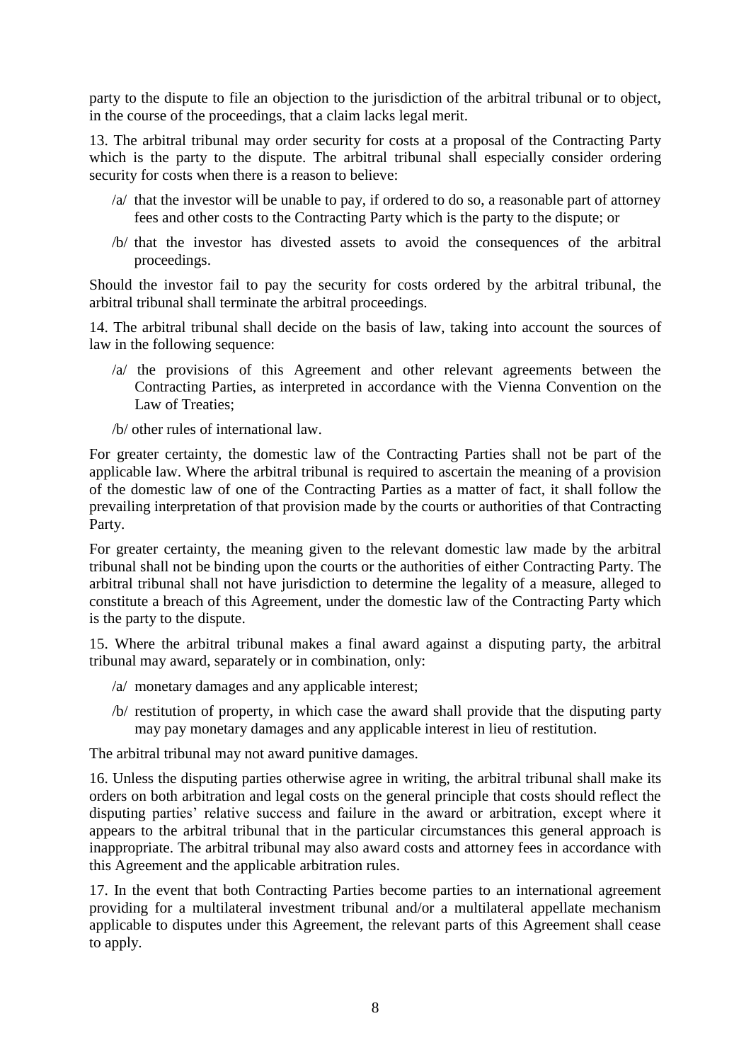party to the dispute to file an objection to the jurisdiction of the arbitral tribunal or to object, in the course of the proceedings, that a claim lacks legal merit.

13. The arbitral tribunal may order security for costs at a proposal of the Contracting Party which is the party to the dispute. The arbitral tribunal shall especially consider ordering security for costs when there is a reason to believe:

- /a/ that the investor will be unable to pay, if ordered to do so, a reasonable part of attorney fees and other costs to the Contracting Party which is the party to the dispute; or
- /b/ that the investor has divested assets to avoid the consequences of the arbitral proceedings.

Should the investor fail to pay the security for costs ordered by the arbitral tribunal, the arbitral tribunal shall terminate the arbitral proceedings.

14. The arbitral tribunal shall decide on the basis of law, taking into account the sources of law in the following sequence:

- /a/ the provisions of this Agreement and other relevant agreements between the Contracting Parties, as interpreted in accordance with the Vienna Convention on the Law of Treaties;
- /b/ other rules of international law.

For greater certainty, the domestic law of the Contracting Parties shall not be part of the applicable law. Where the arbitral tribunal is required to ascertain the meaning of a provision of the domestic law of one of the Contracting Parties as a matter of fact, it shall follow the prevailing interpretation of that provision made by the courts or authorities of that Contracting Party.

For greater certainty, the meaning given to the relevant domestic law made by the arbitral tribunal shall not be binding upon the courts or the authorities of either Contracting Party. The arbitral tribunal shall not have jurisdiction to determine the legality of a measure, alleged to constitute a breach of this Agreement, under the domestic law of the Contracting Party which is the party to the dispute.

15. Where the arbitral tribunal makes a final award against a disputing party, the arbitral tribunal may award, separately or in combination, only:

- /a/ monetary damages and any applicable interest;
- /b/ restitution of property, in which case the award shall provide that the disputing party may pay monetary damages and any applicable interest in lieu of restitution.

The arbitral tribunal may not award punitive damages.

16. Unless the disputing parties otherwise agree in writing, the arbitral tribunal shall make its orders on both arbitration and legal costs on the general principle that costs should reflect the disputing parties' relative success and failure in the award or arbitration, except where it appears to the arbitral tribunal that in the particular circumstances this general approach is inappropriate. The arbitral tribunal may also award costs and attorney fees in accordance with this Agreement and the applicable arbitration rules.

17. In the event that both Contracting Parties become parties to an international agreement providing for a multilateral investment tribunal and/or a multilateral appellate mechanism applicable to disputes under this Agreement, the relevant parts of this Agreement shall cease to apply.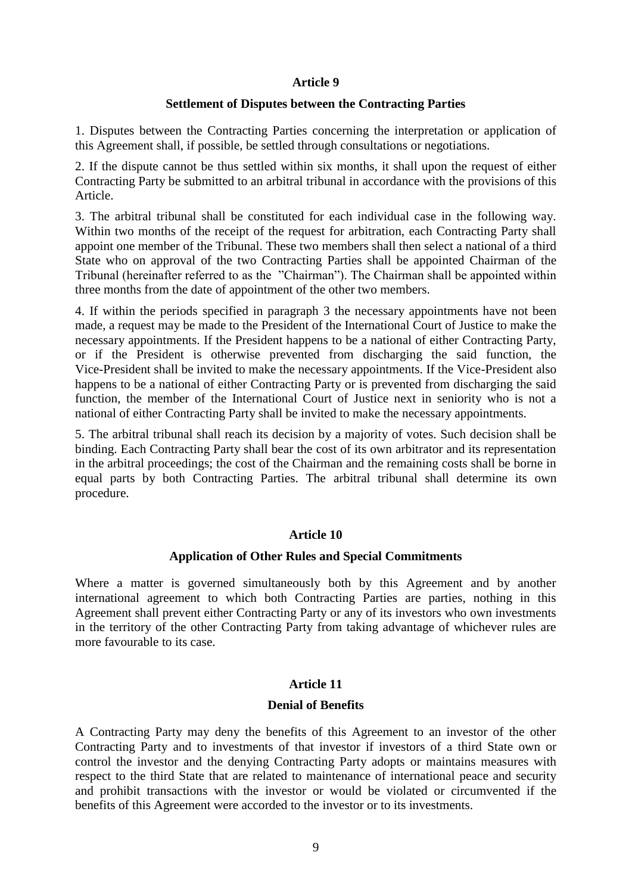## Article 9

### Settlement of Disputes between the Contracting Parties

1. Disputes between the Contracting Parties concerning the interpretation or application of this Agreement shall, if possible, be settled through consultations or negotiations.

2. If the dispute cannot be thus settled within six months, it shall upon the request of either Contracting Party be submitted to an arbitral tribunal in accordance with the provisions of this Article.

3. The arbitral tribunal shall be constituted for each individual case in the following way. Within two months of the receipt of the request for arbitration, each Contracting Party shall appoint one member of the Tribunal. These two members shall then select a national of a third State who on approval of the two Contracting Parties shall be appointed Chairman of the Tribunal (hereinafter referred to as the "Chairman"). The Chairman shall be appointed within three months from the date of appointment of the other two members.

4. If within the periods specified in paragraph 3 the necessary appointments have not been made, a request may be made to the President of the International Court of Justice to make the necessary appointments. If the President happens to be a national of either Contracting Party, or if the President is otherwise prevented from discharging the said function, the Vice-President shall be invited to make the necessary appointments. If the Vice-President also happens to be a national of either Contracting Party or is prevented from discharging the said function, the member of the International Court of Justice next in seniority who is not a national of either Contracting Party shall be invited to make the necessary appointments.

5. The arbitral tribunal shall reach its decision by a majority of votes. Such decision shall be binding. Each Contracting Party shall bear the cost of its own arbitrator and its representation in the arbitral proceedings; the cost of the Chairman and the remaining costs shall be borne in equal parts by both Contracting Parties. The arbitral tribunal shall determine its own procedure.

## Article 10

### Application of Other Rules and Special Commitments

Where a matter is governed simultaneously both by this Agreement and by another international agreement to which both Contracting Parties are parties, nothing in this Agreement shall prevent either Contracting Party or any of its investors who own investments in the territory of the other Contracting Party from taking advantage of whichever rules are more favourable to its case.

## Article 11

### Denial of Benefits

A Contracting Party may deny the benefits of this Agreement to an investor of the other Contracting Party and to investments of that investor if investors of a third State own or control the investor and the denying Contracting Party adopts or maintains measures with respect to the third State that are related to maintenance of international peace and security and prohibit transactions with the investor or would be violated or circumvented if the benefits of this Agreement were accorded to the investor or to its investments.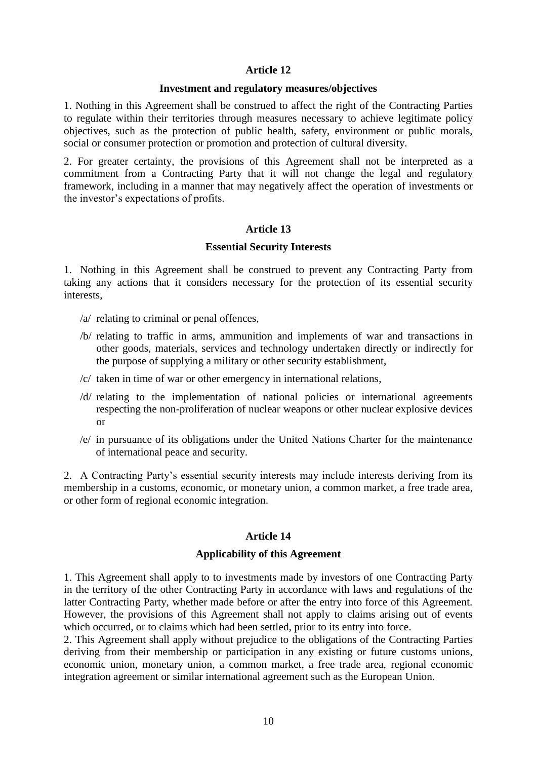**Article 12**

**Investment and regulatory measures/objectives**

1. Nothing in this Agreement shall be construed to affect the right of the Contracting Parties to regulate within their territories through measures necessary to achieve legitimate policy objectives, such as the protection of public health, safety, environment or public morals, social or consumer protection or promotion and protection of cultural diversity.

2. For greater certainty, the provisions of this Agreement shall not be interpreted as a commitment from a Contracting Party that it will not change the legal and regulatory framework, including in a manner that may negatively affect the operation of investments or the investor's expectations of profits.

**Article 13**

**Essential Security Interests**

1. Nothing in this Agreement shall be construed to prevent any Contracting Party from taking any actions that it considers necessary for the protection of its essential security interests,

/a/ relating to criminal or penal offences,

/b/ relating to traffic in arms, ammunition and implements of war and transactions in other goods, materials, services and technology undertaken directly or indirectly for the purpose of supplying a military or other security establishment,

/c/ taken in time of war or other emergency in international relations,

/d/ relating to the implementation of national policies or international agreements respecting the non-proliferation of nuclear weapons or other nuclear explosive devices or

/e/ in pursuance of its obligations under the United Nations Charter for the maintenance of international peace and security.

2. A Contracting Party's essential security interests may include interests deriving from its membership in a customs, economic, or monetary union, a common market, a free trade area, or other form of regional economic integration.

**Article 14**

**Applicability of this Agreement**

1. This Agreement shall apply to to investments made by investors of one Contracting Party in the territory of the other Contracting Party in accordance with laws and regulations of the latter Contracting Party, whether made before or after the entry into force of this Agreement. However, the provisions of this Agreement shall not apply to claims arising out of events which occurred, or to claims which had been settled, prior to its entry into force.

2. This Agreement shall apply without prejudice to the obligations of the Contracting Parties deriving from their membership or participation in any existing or future customs unions, economic union, monetary union, a common market, a free trade area, regional economic integration agreement or similar international agreement such as the European Union.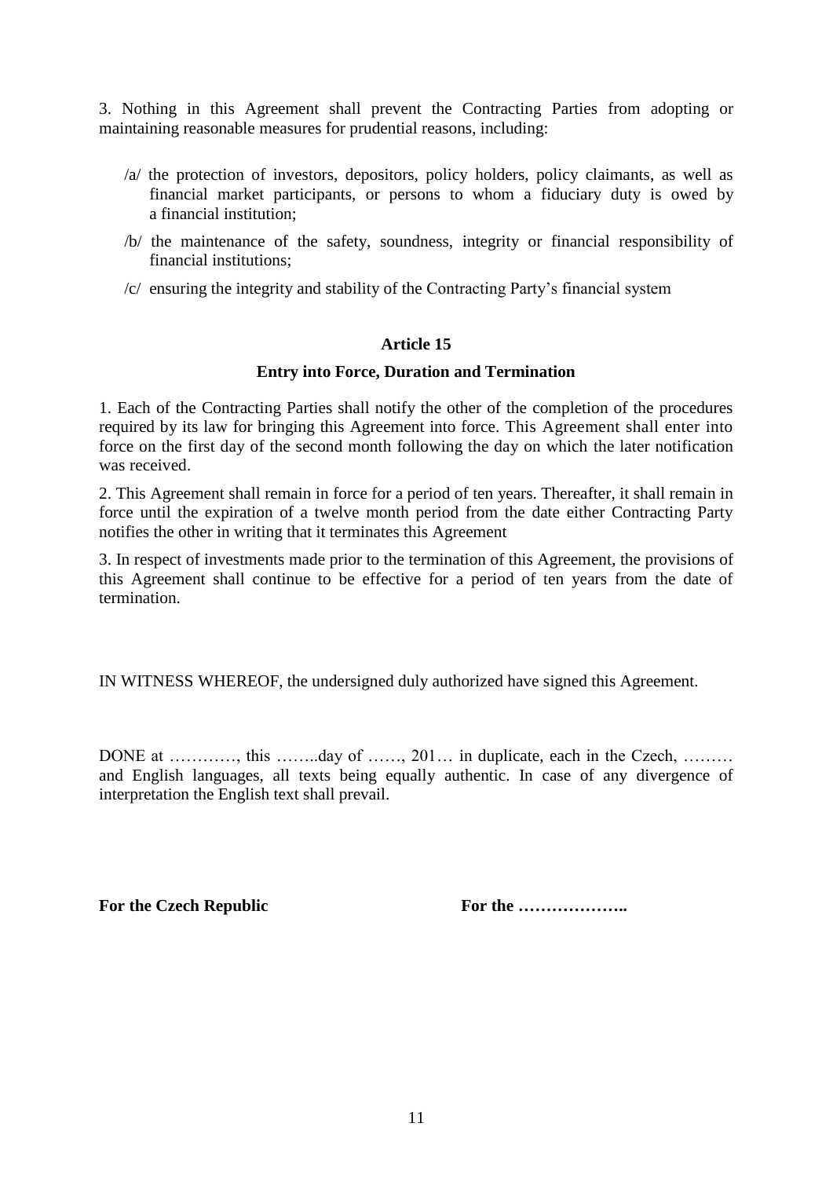3. Nothing in this Agreement shall prevent the Contracting Parties from adopting or maintaining reasonable measures for prudential reasons, including:

/a/ the protection of investors, depositors, policy holders, policy claimants, as well as financial market participants, or persons to whom a fiduciary duty is owed by a financial institution;

/b/ the maintenance of the safety, soundness, integrity or financial responsibility of financial institutions;

/c/ ensuring the integrity and stability of the Contracting Party's financial system

## Article 15

## Entry into Force, Duration and Termination

1. Each of the Contracting Parties shall notify the other of the completion of the procedures required by its law for bringing this Agreement into force. This Agreement shall enter into force on the first day of the second month following the day on which the later notification was received.

2. This Agreement shall remain in force for a period of ten years. Thereafter, it shall remain in force until the expiration of a twelve month period from the date either Contracting Party notifies the other in writing that it terminates this Agreement

3. In respect of investments made prior to the termination of this Agreement, the provisions of this Agreement shall continue to be effective for a period of ten years from the date of termination.

IN WITNESS WHEREOF, the undersigned duly authorized have signed this Agreement.

DONE at …………, this ……..day of ……, 201… in duplicate, each in the Czech, ……… and English languages, all texts being equally authentic. In case of any divergence of interpretation the English text shall prevail.

**For the Czech Republic** **For the ………………..**